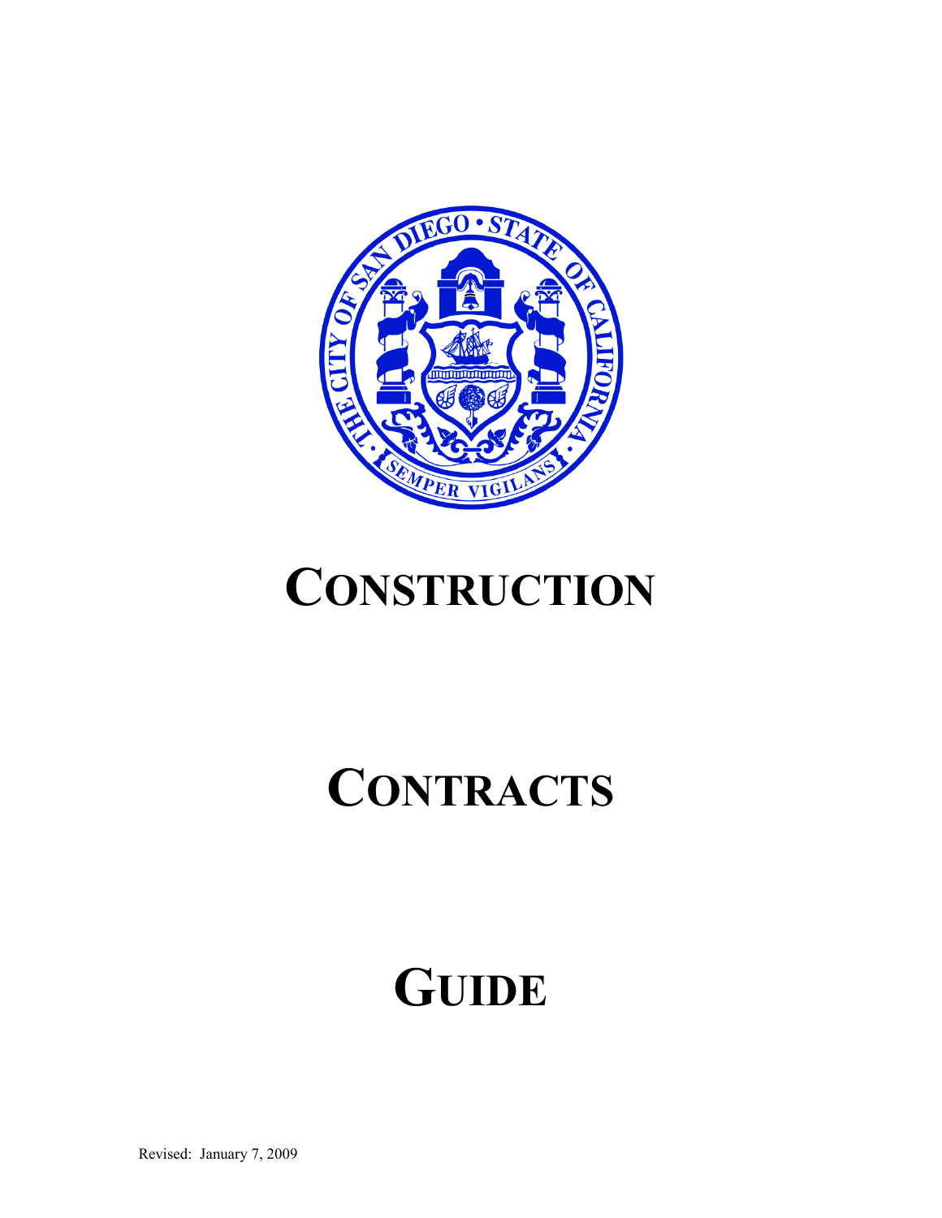# CONSTRUCTION

# CONTRACTS

# GUIDE

Revised: January 7, 2009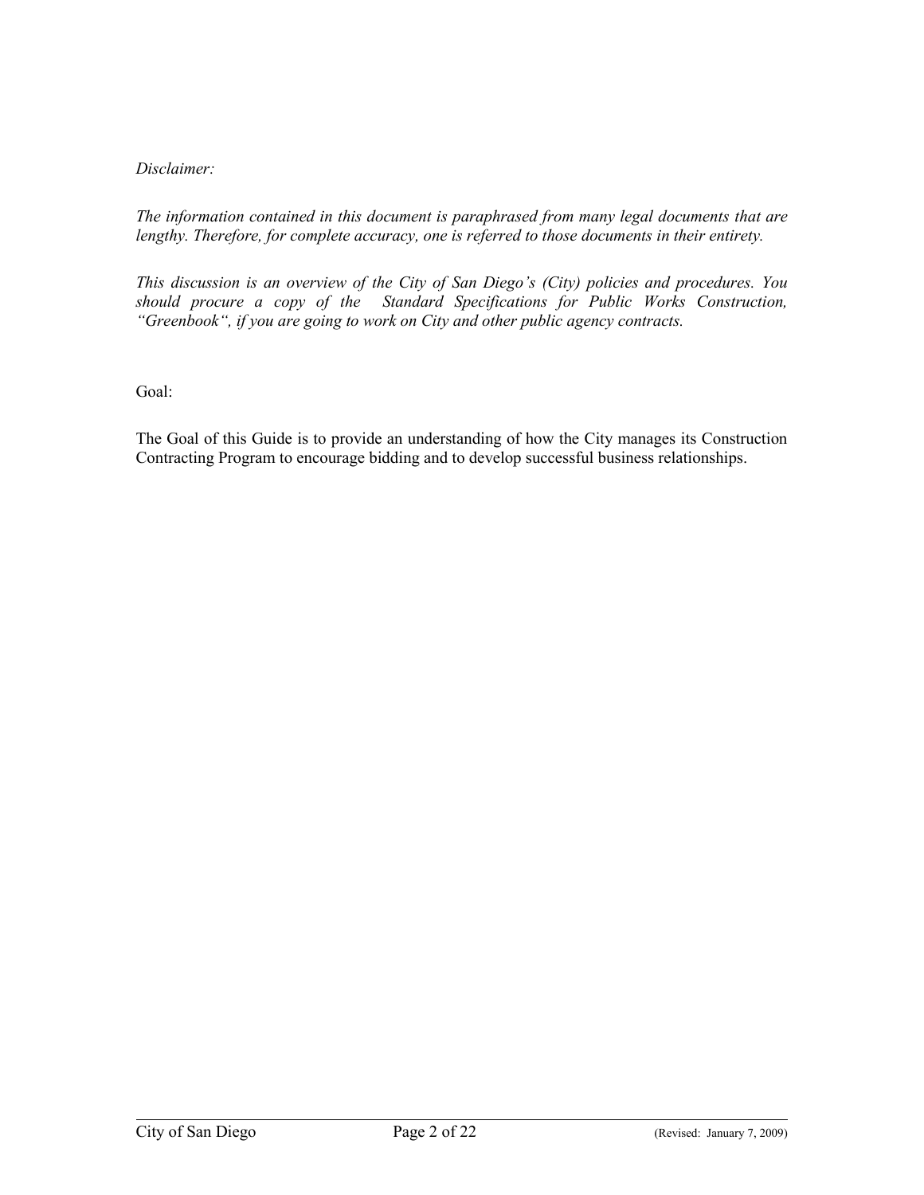*Disclaimer:*

*The information contained in this document is paraphrased from many legal documents that are lengthy. Therefore, for complete accuracy, one is referred to those documents in their entirety.*

*This discussion is an overview of the City of San Diego's (City) policies and procedures. You should procure a copy of the Standard Specifications for Public Works Construction, "Greenbook", if you are going to work on City and other public agency contracts.*

Goal:

The Goal of this Guide is to provide an understanding of how the City manages its Construction Contracting Program to encourage bidding and to develop successful business relationships.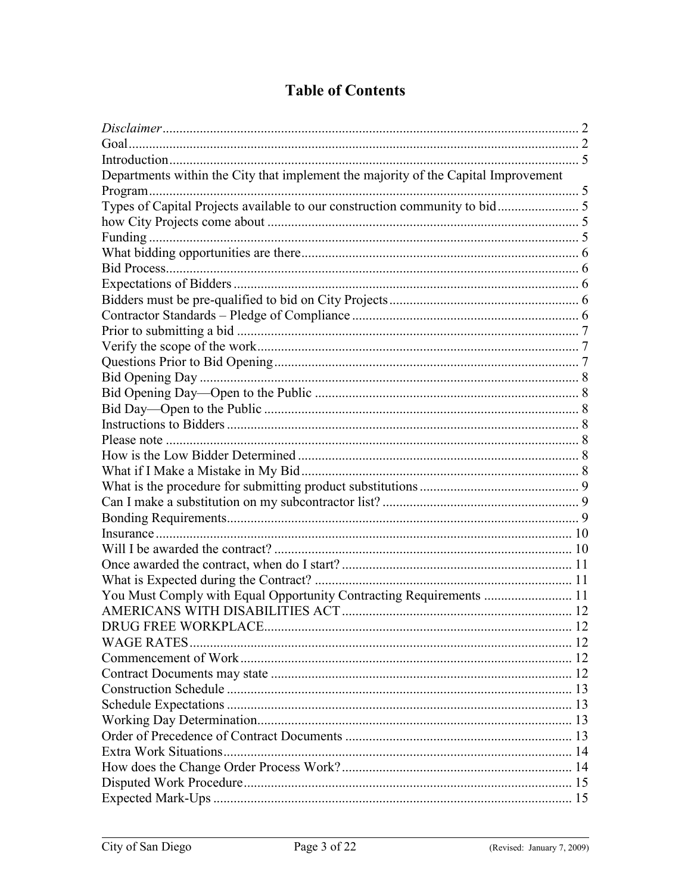# Table of Contents

*Disclaimer* ........ 2
Goal ........ 2
Introduction ........ 5
Departments within the City that implement the majority of the Capital Improvement Program ........ 5
Types of Capital Projects available to our construction community to bid ........ 5
how City Projects come about ........ 5
Funding ........ 5
What bidding opportunities are there ........ 6
Bid Process ........ 6
Expectations of Bidders ........ 6
Bidders must be pre-qualified to bid on City Projects ........ 6
Contractor Standards – Pledge of Compliance ........ 6
Prior to submitting a bid ........ 7
Verify the scope of the work ........ 7
Questions Prior to Bid Opening ........ 7
Bid Opening Day ........ 8
Bid Opening Day—Open to the Public ........ 8
Bid Day—Open to the Public ........ 8
Instructions to Bidders ........ 8
Please note ........ 8
How is the Low Bidder Determined ........ 8
What if I Make a Mistake in My Bid ........ 8
What is the procedure for submitting product substitutions ........ 9
Can I make a substitution on my subcontractor list? ........ 9
Bonding Requirements ........ 9
Insurance ........ 10
Will I be awarded the contract? ........ 10
Once awarded the contract, when do I start? ........ 11
What is Expected during the Contract? ........ 11
You Must Comply with Equal Opportunity Contracting Requirements ........ 11
AMERICANS WITH DISABILITIES ACT ........ 12
DRUG FREE WORKPLACE ........ 12
WAGE RATES ........ 12
Commencement of Work ........ 12
Contract Documents may state ........ 12
Construction Schedule ........ 13
Schedule Expectations ........ 13
Working Day Determination ........ 13
Order of Precedence of Contract Documents ........ 13
Extra Work Situations ........ 14
How does the Change Order Process Work? ........ 14
Disputed Work Procedure ........ 15
Expected Mark-Ups ........ 15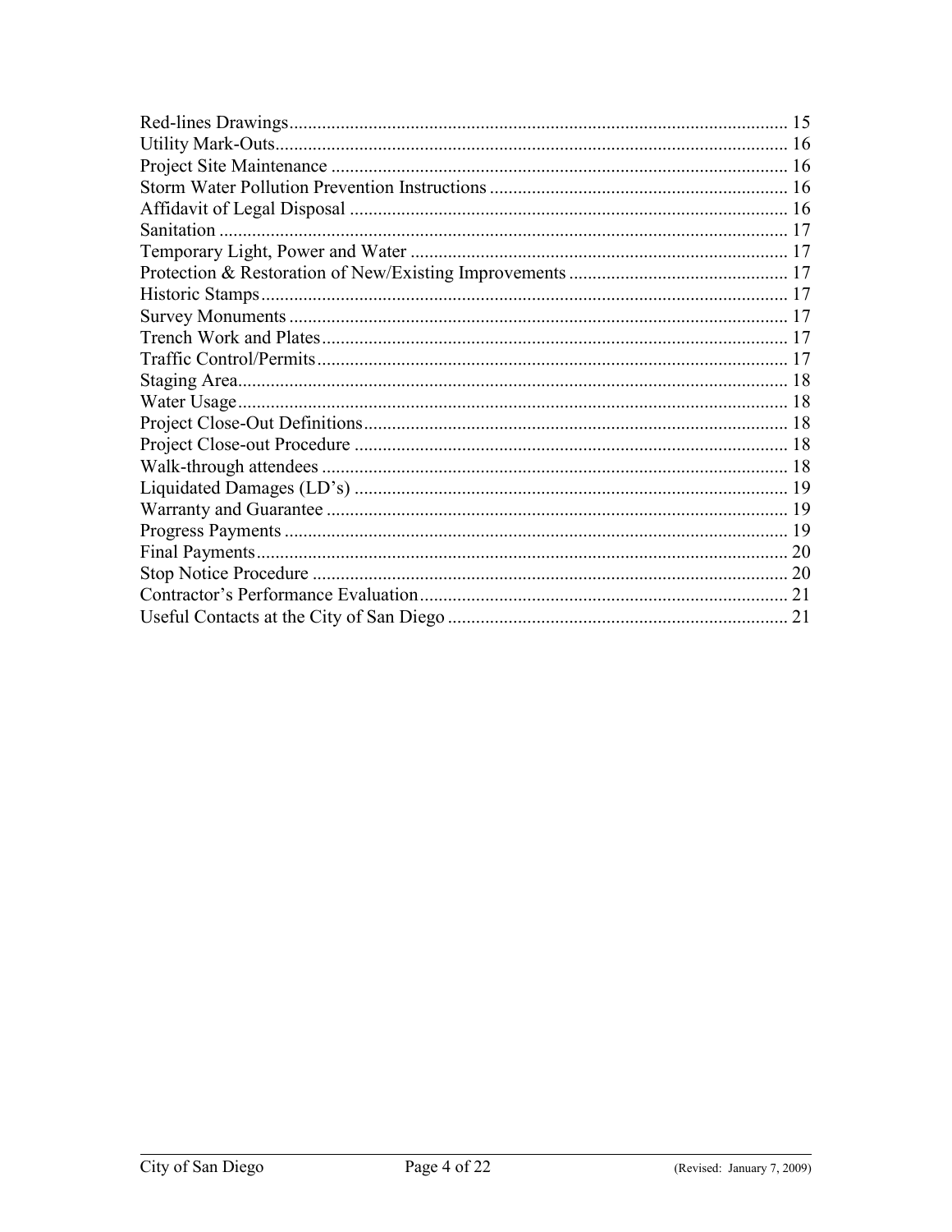Red-lines Drawings ........................................................................................................ 15
Utility Mark-Outs............................................................................................................. 16
Project Site Maintenance ................................................................................................. 16
Storm Water Pollution Prevention Instructions ................................................................ 16
Affidavit of Legal Disposal ............................................................................................. 16
Sanitation ......................................................................................................................... 17
Temporary Light, Power and Water ................................................................................ 17
Protection & Restoration of New/Existing Improvements .............................................. 17
Historic Stamps................................................................................................................. 17
Survey Monuments ........................................................................................................... 17
Trench Work and Plates.................................................................................................... 17
Traffic Control/Permits..................................................................................................... 17
Staging Area...................................................................................................................... 18
Water Usage...................................................................................................................... 18
Project Close-Out Definitions........................................................................................... 18
Project Close-out Procedure ............................................................................................. 18
Walk-through attendees .................................................................................................... 18
Liquidated Damages (LD's) ............................................................................................. 19
Warranty and Guarantee ................................................................................................... 19
Progress Payments ............................................................................................................ 19
Final Payments.................................................................................................................. 20
Stop Notice Procedure ...................................................................................................... 20
Contractor's Performance Evaluation............................................................................... 21
Useful Contacts at the City of San Diego ......................................................................... 21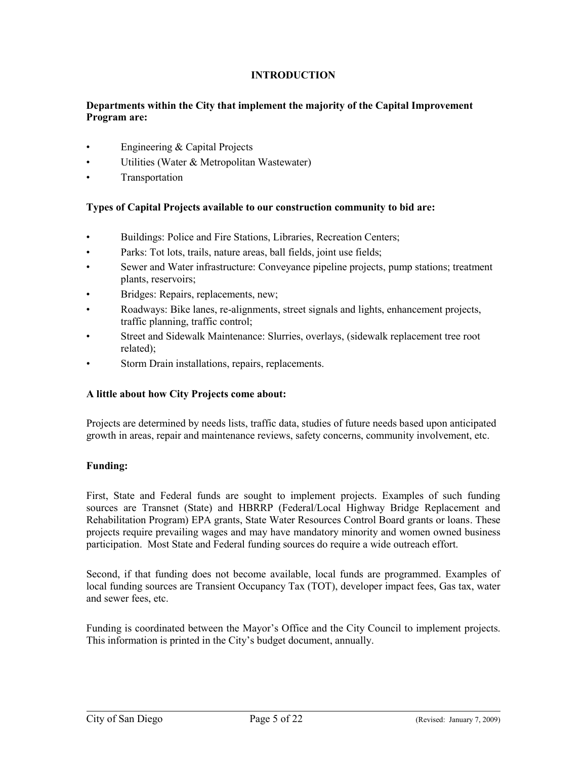# INTRODUCTION

**Departments within the City that implement the majority of the Capital Improvement Program are:**

- Engineering & Capital Projects
- Utilities (Water & Metropolitan Wastewater)
- Transportation

**Types of Capital Projects available to our construction community to bid are:**

- Buildings: Police and Fire Stations, Libraries, Recreation Centers;
- Parks: Tot lots, trails, nature areas, ball fields, joint use fields;
- Sewer and Water infrastructure: Conveyance pipeline projects, pump stations; treatment plants, reservoirs;
- Bridges: Repairs, replacements, new;
- Roadways: Bike lanes, re-alignments, street signals and lights, enhancement projects, traffic planning, traffic control;
- Street and Sidewalk Maintenance: Slurries, overlays, (sidewalk replacement tree root related);
- Storm Drain installations, repairs, replacements.

**A little about how City Projects come about:**

Projects are determined by needs lists, traffic data, studies of future needs based upon anticipated growth in areas, repair and maintenance reviews, safety concerns, community involvement, etc.

**Funding:**

First, State and Federal funds are sought to implement projects. Examples of such funding sources are Transnet (State) and HBRRP (Federal/Local Highway Bridge Replacement and Rehabilitation Program) EPA grants, State Water Resources Control Board grants or loans. These projects require prevailing wages and may have mandatory minority and women owned business participation. Most State and Federal funding sources do require a wide outreach effort.

Second, if that funding does not become available, local funds are programmed. Examples of local funding sources are Transient Occupancy Tax (TOT), developer impact fees, Gas tax, water and sewer fees, etc.

Funding is coordinated between the Mayor's Office and the City Council to implement projects. This information is printed in the City's budget document, annually.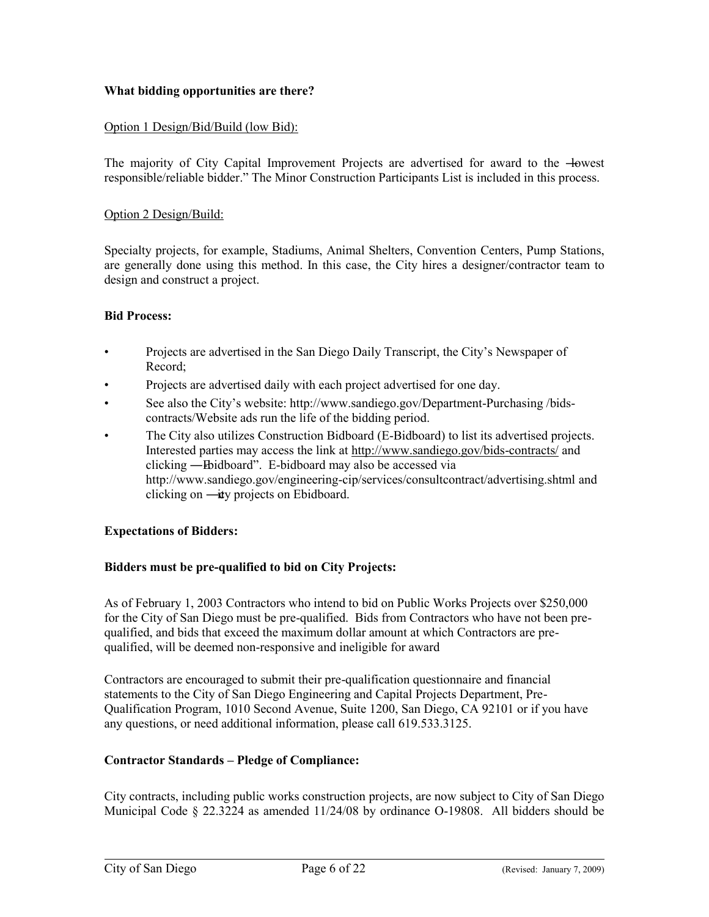**What bidding opportunities are there?**

Option 1 Design/Bid/Build (low Bid):

The majority of City Capital Improvement Projects are advertised for award to the ―lowest responsible/reliable bidder." The Minor Construction Participants List is included in this process.

Option 2 Design/Build:

Specialty projects, for example, Stadiums, Animal Shelters, Convention Centers, Pump Stations, are generally done using this method. In this case, the City hires a designer/contractor team to design and construct a project.

**Bid Process:**

- Projects are advertised in the San Diego Daily Transcript, the City's Newspaper of Record;
- Projects are advertised daily with each project advertised for one day.
- See also the City's website: http://www.sandiego.gov/Department-Purchasing /bids-contracts/Website ads run the life of the bidding period.
- The City also utilizes Construction Bidboard (E-Bidboard) to list its advertised projects. Interested parties may access the link at http://www.sandiego.gov/bids-contracts/ and clicking ―Ebidboard". E-bidboard may also be accessed via http://www.sandiego.gov/engineering-cip/services/consultcontract/advertising.shtml and clicking on ―city projects on Ebidboard.

**Expectations of Bidders:**

**Bidders must be pre-qualified to bid on City Projects:**

As of February 1, 2003 Contractors who intend to bid on Public Works Projects over $250,000 for the City of San Diego must be pre-qualified. Bids from Contractors who have not been pre-qualified, and bids that exceed the maximum dollar amount at which Contractors are pre-qualified, will be deemed non-responsive and ineligible for award

Contractors are encouraged to submit their pre-qualification questionnaire and financial statements to the City of San Diego Engineering and Capital Projects Department, Pre-Qualification Program, 1010 Second Avenue, Suite 1200, San Diego, CA 92101 or if you have any questions, or need additional information, please call 619.533.3125.

**Contractor Standards – Pledge of Compliance:**

City contracts, including public works construction projects, are now subject to City of San Diego Municipal Code § 22.3224 as amended 11/24/08 by ordinance O-19808. All bidders should be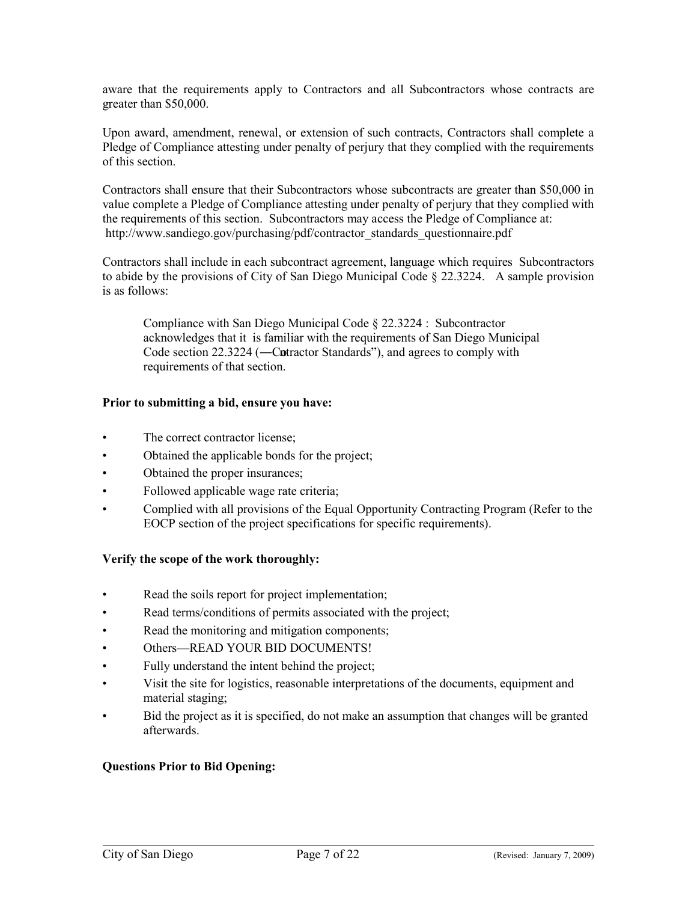aware that the requirements apply to Contractors and all Subcontractors whose contracts are greater than $50,000.

Upon award, amendment, renewal, or extension of such contracts, Contractors shall complete a Pledge of Compliance attesting under penalty of perjury that they complied with the requirements of this section.

Contractors shall ensure that their Subcontractors whose subcontracts are greater than $50,000 in value complete a Pledge of Compliance attesting under penalty of perjury that they complied with the requirements of this section. Subcontractors may access the Pledge of Compliance at: http://www.sandiego.gov/purchasing/pdf/contractor_standards_questionnaire.pdf

Contractors shall include in each subcontract agreement, language which requires Subcontractors to abide by the provisions of City of San Diego Municipal Code § 22.3224. A sample provision is as follows:

> Compliance with San Diego Municipal Code § 22.3224 : Subcontractor acknowledges that it is familiar with the requirements of San Diego Municipal Code section 22.3224 (―Contractor Standards"), and agrees to comply with requirements of that section.

**Prior to submitting a bid, ensure you have:**

- The correct contractor license;
- Obtained the applicable bonds for the project;
- Obtained the proper insurances;
- Followed applicable wage rate criteria;
- Complied with all provisions of the Equal Opportunity Contracting Program (Refer to the EOCP section of the project specifications for specific requirements).

**Verify the scope of the work thoroughly:**

- Read the soils report for project implementation;
- Read terms/conditions of permits associated with the project;
- Read the monitoring and mitigation components;
- Others—READ YOUR BID DOCUMENTS!
- Fully understand the intent behind the project;
- Visit the site for logistics, reasonable interpretations of the documents, equipment and material staging;
- Bid the project as it is specified, do not make an assumption that changes will be granted afterwards.

**Questions Prior to Bid Opening:**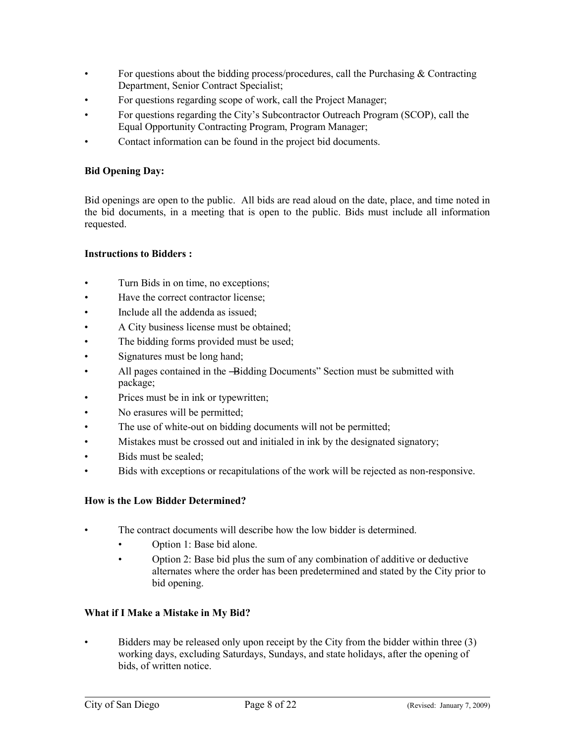- For questions about the bidding process/procedures, call the Purchasing & Contracting Department, Senior Contract Specialist;
- For questions regarding scope of work, call the Project Manager;
- For questions regarding the City's Subcontractor Outreach Program (SCOP), call the Equal Opportunity Contracting Program, Program Manager;
- Contact information can be found in the project bid documents.

**Bid Opening Day:**

Bid openings are open to the public. All bids are read aloud on the date, place, and time noted in the bid documents, in a meeting that is open to the public. Bids must include all information requested.

**Instructions to Bidders :**

- Turn Bids in on time, no exceptions;
- Have the correct contractor license;
- Include all the addenda as issued;
- A City business license must be obtained;
- The bidding forms provided must be used;
- Signatures must be long hand;
- All pages contained in the ―Bidding Documents" Section must be submitted with package;
- Prices must be in ink or typewritten;
- No erasures will be permitted;
- The use of white-out on bidding documents will not be permitted;
- Mistakes must be crossed out and initialed in ink by the designated signatory;
- Bids must be sealed;
- Bids with exceptions or recapitulations of the work will be rejected as non-responsive.

**How is the Low Bidder Determined?**

- The contract documents will describe how the low bidder is determined.
  - Option 1: Base bid alone.
  - Option 2: Base bid plus the sum of any combination of additive or deductive alternates where the order has been predetermined and stated by the City prior to bid opening.

**What if I Make a Mistake in My Bid?**

- Bidders may be released only upon receipt by the City from the bidder within three (3) working days, excluding Saturdays, Sundays, and state holidays, after the opening of bids, of written notice.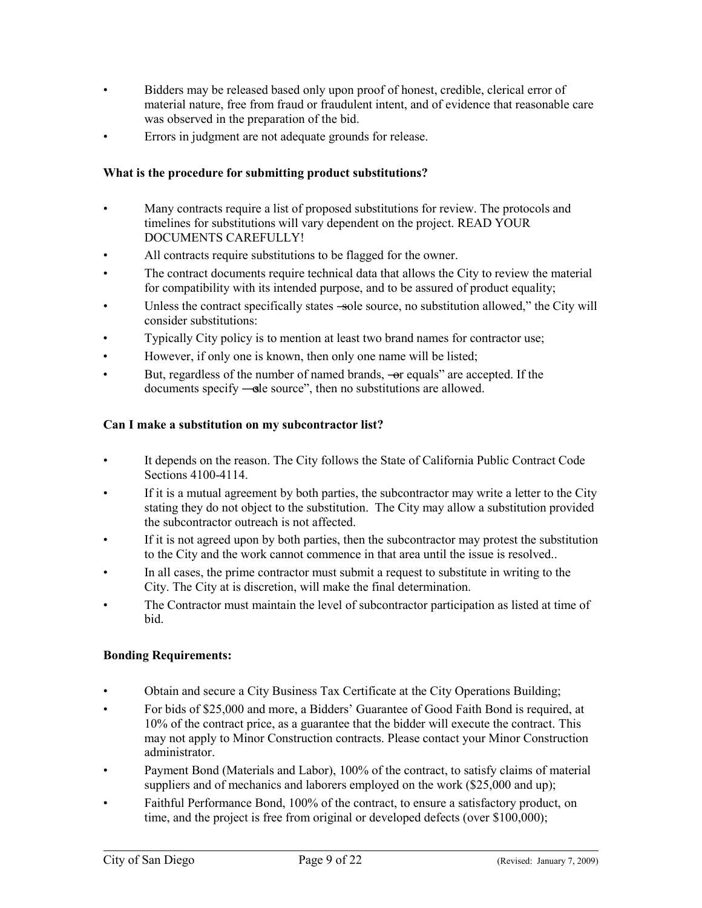- Bidders may be released based only upon proof of honest, credible, clerical error of material nature, free from fraud or fraudulent intent, and of evidence that reasonable care was observed in the preparation of the bid.
- Errors in judgment are not adequate grounds for release.

**What is the procedure for submitting product substitutions?**

- Many contracts require a list of proposed substitutions for review. The protocols and timelines for substitutions will vary dependent on the project. READ YOUR DOCUMENTS CAREFULLY!
- All contracts require substitutions to be flagged for the owner.
- The contract documents require technical data that allows the City to review the material for compatibility with its intended purpose, and to be assured of product equality;
- Unless the contract specifically states "sole source, no substitution allowed," the City will consider substitutions:
- Typically City policy is to mention at least two brand names for contractor use;
- However, if only one is known, then only one name will be listed;
- But, regardless of the number of named brands, "or equals" are accepted. If the documents specify "sole source", then no substitutions are allowed.

**Can I make a substitution on my subcontractor list?**

- It depends on the reason. The City follows the State of California Public Contract Code Sections 4100-4114.
- If it is a mutual agreement by both parties, the subcontractor may write a letter to the City stating they do not object to the substitution. The City may allow a substitution provided the subcontractor outreach is not affected.
- If it is not agreed upon by both parties, then the subcontractor may protest the substitution to the City and the work cannot commence in that area until the issue is resolved..
- In all cases, the prime contractor must submit a request to substitute in writing to the City. The City at is discretion, will make the final determination.
- The Contractor must maintain the level of subcontractor participation as listed at time of bid.

**Bonding Requirements:**

- Obtain and secure a City Business Tax Certificate at the City Operations Building;
- For bids of $25,000 and more, a Bidders' Guarantee of Good Faith Bond is required, at 10% of the contract price, as a guarantee that the bidder will execute the contract. This may not apply to Minor Construction contracts. Please contact your Minor Construction administrator.
- Payment Bond (Materials and Labor), 100% of the contract, to satisfy claims of material suppliers and of mechanics and laborers employed on the work ($25,000 and up);
- Faithful Performance Bond, 100% of the contract, to ensure a satisfactory product, on time, and the project is free from original or developed defects (over $100,000);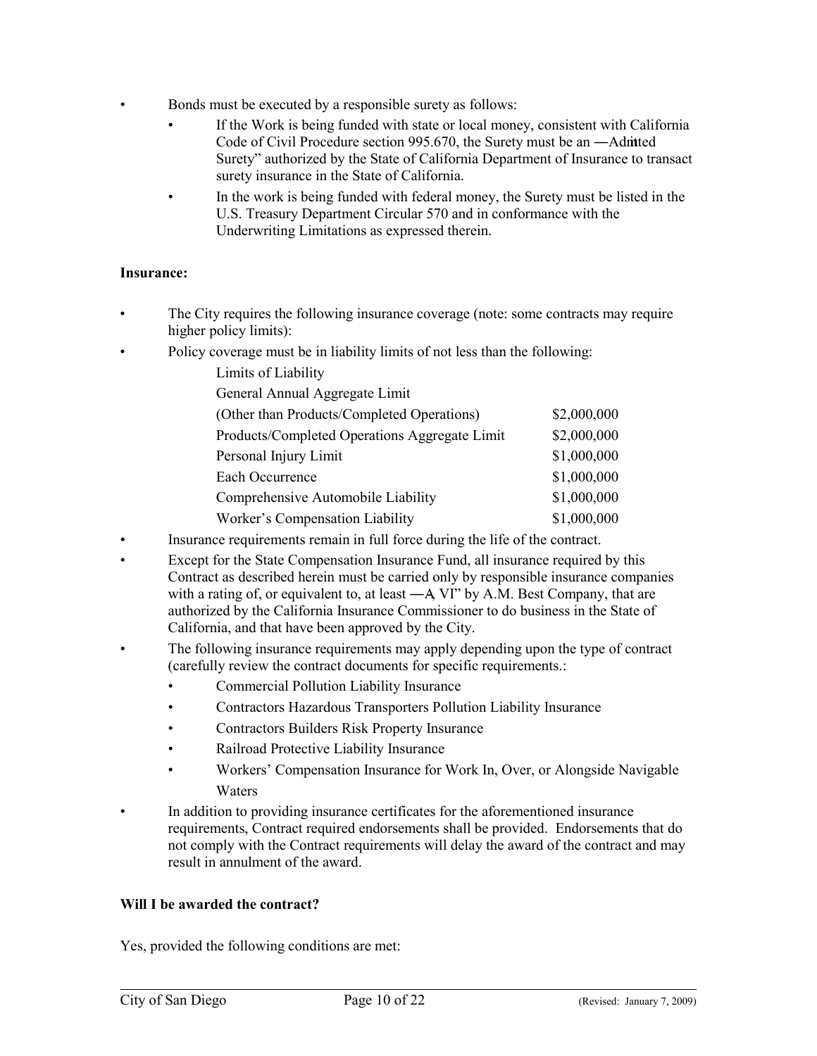- Bonds must be executed by a responsible surety as follows:
  - If the Work is being funded with state or local money, consistent with California Code of Civil Procedure section 995.670, the Surety must be an ―Admitted Surety" authorized by the State of California Department of Insurance to transact surety insurance in the State of California.
  - In the work is being funded with federal money, the Surety must be listed in the U.S. Treasury Department Circular 570 and in conformance with the Underwriting Limitations as expressed therein.

**Insurance:**

- The City requires the following insurance coverage (note: some contracts may require higher policy limits):
- Policy coverage must be in liability limits of not less than the following:

| Limits of Liability | |
|---|---|
| General Annual Aggregate Limit | |
| (Other than Products/Completed Operations) | \$2,000,000 |
| Products/Completed Operations Aggregate Limit | \$2,000,000 |
| Personal Injury Limit | \$1,000,000 |
| Each Occurrence | \$1,000,000 |
| Comprehensive Automobile Liability | \$1,000,000 |
| Worker's Compensation Liability | \$1,000,000 |

- Insurance requirements remain in full force during the life of the contract.
- Except for the State Compensation Insurance Fund, all insurance required by this Contract as described herein must be carried only by responsible insurance companies with a rating of, or equivalent to, at least ―A, VI" by A.M. Best Company, that are authorized by the California Insurance Commissioner to do business in the State of California, and that have been approved by the City.
- The following insurance requirements may apply depending upon the type of contract (carefully review the contract documents for specific requirements.:
  - Commercial Pollution Liability Insurance
  - Contractors Hazardous Transporters Pollution Liability Insurance
  - Contractors Builders Risk Property Insurance
  - Railroad Protective Liability Insurance
  - Workers' Compensation Insurance for Work In, Over, or Alongside Navigable Waters
- In addition to providing insurance certificates for the aforementioned insurance requirements, Contract required endorsements shall be provided. Endorsements that do not comply with the Contract requirements will delay the award of the contract and may result in annulment of the award.

**Will I be awarded the contract?**

Yes, provided the following conditions are met: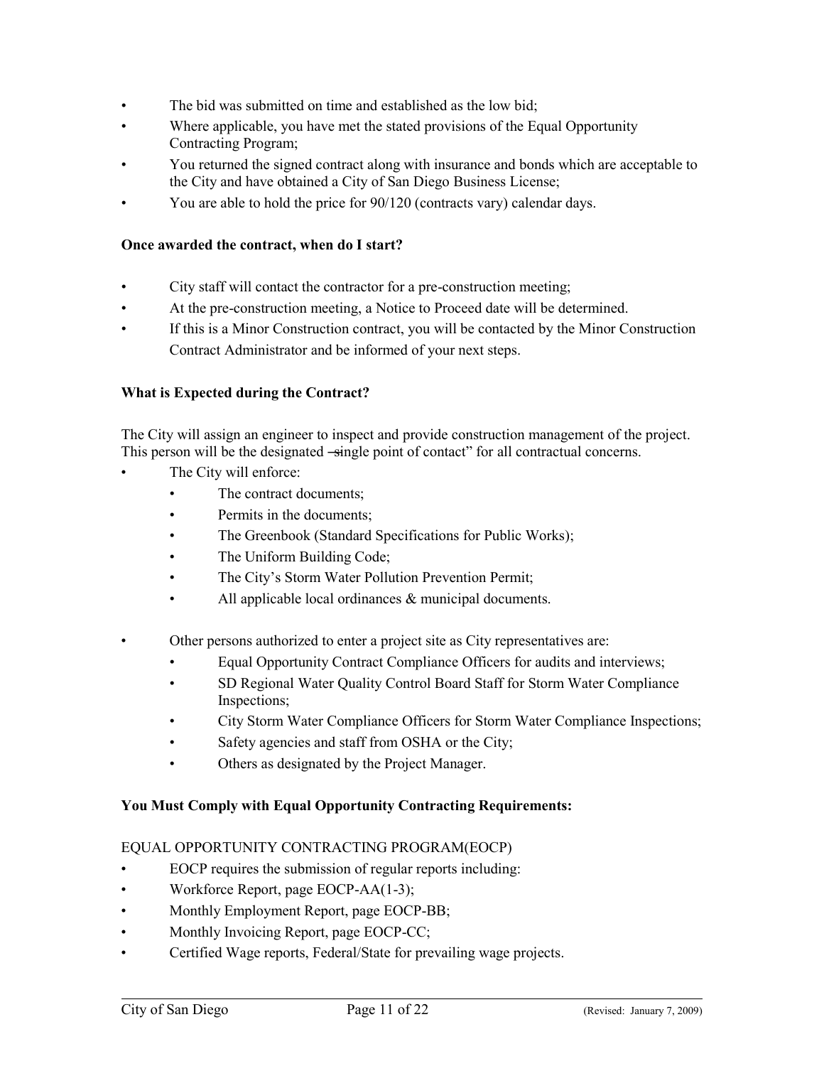- The bid was submitted on time and established as the low bid;
- Where applicable, you have met the stated provisions of the Equal Opportunity Contracting Program;
- You returned the signed contract along with insurance and bonds which are acceptable to the City and have obtained a City of San Diego Business License;
- You are able to hold the price for 90/120 (contracts vary) calendar days.

**Once awarded the contract, when do I start?**

- City staff will contact the contractor for a pre-construction meeting;
- At the pre-construction meeting, a Notice to Proceed date will be determined.
- If this is a Minor Construction contract, you will be contacted by the Minor Construction Contract Administrator and be informed of your next steps.

**What is Expected during the Contract?**

The City will assign an engineer to inspect and provide construction management of the project. This person will be the designated –single point of contact" for all contractual concerns.

- The City will enforce:
  - The contract documents;
  - Permits in the documents;
  - The Greenbook (Standard Specifications for Public Works);
  - The Uniform Building Code;
  - The City's Storm Water Pollution Prevention Permit;
  - All applicable local ordinances & municipal documents.

- Other persons authorized to enter a project site as City representatives are:
  - Equal Opportunity Contract Compliance Officers for audits and interviews;
  - SD Regional Water Quality Control Board Staff for Storm Water Compliance Inspections;
  - City Storm Water Compliance Officers for Storm Water Compliance Inspections;
  - Safety agencies and staff from OSHA or the City;
  - Others as designated by the Project Manager.

**You Must Comply with Equal Opportunity Contracting Requirements:**

EQUAL OPPORTUNITY CONTRACTING PROGRAM(EOCP)

- EOCP requires the submission of regular reports including:
- Workforce Report, page EOCP-AA(1-3);
- Monthly Employment Report, page EOCP-BB;
- Monthly Invoicing Report, page EOCP-CC;
- Certified Wage reports, Federal/State for prevailing wage projects.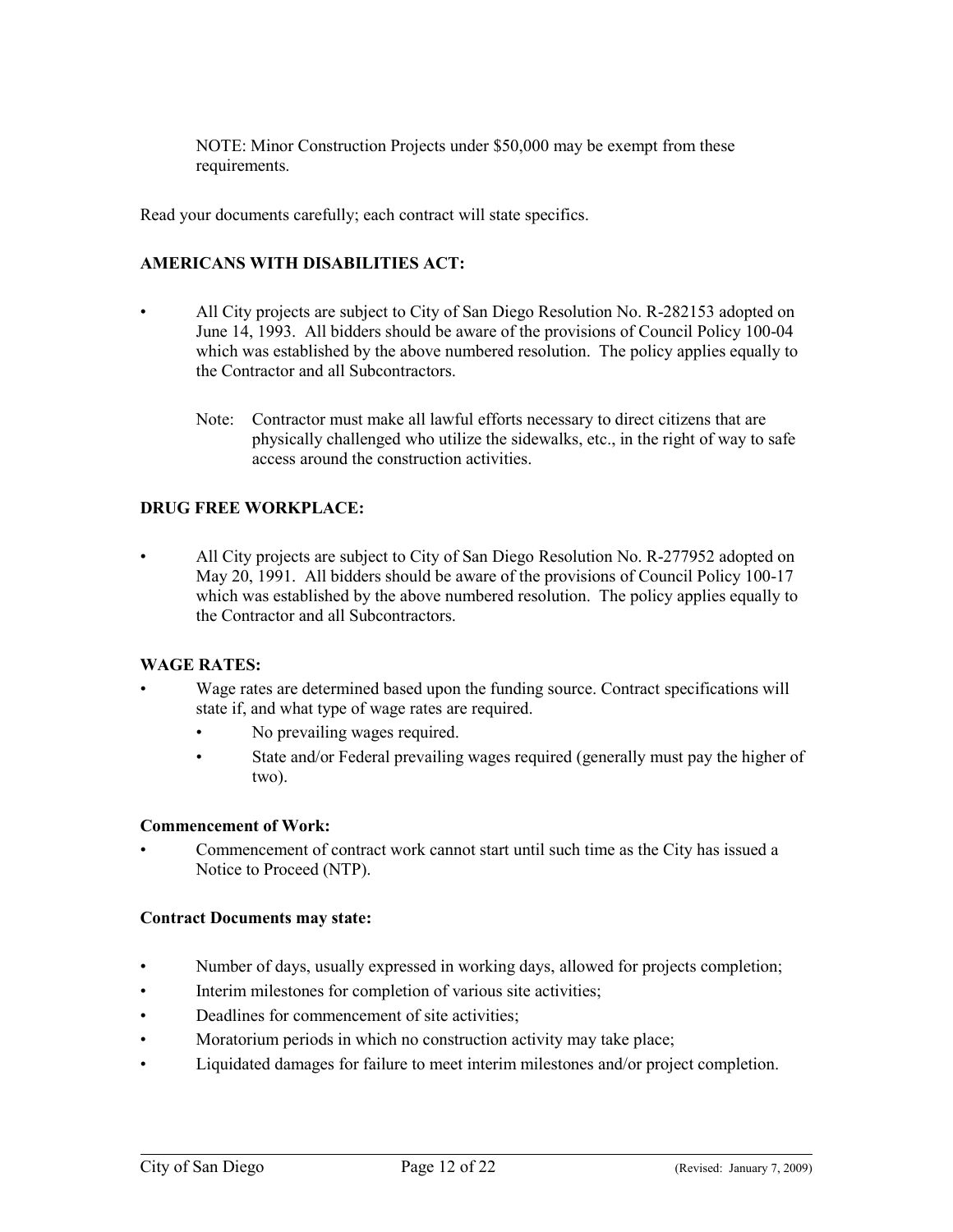NOTE: Minor Construction Projects under $50,000 may be exempt from these requirements.

Read your documents carefully; each contract will state specifics.

**AMERICANS WITH DISABILITIES ACT:**

- All City projects are subject to City of San Diego Resolution No. R-282153 adopted on June 14, 1993. All bidders should be aware of the provisions of Council Policy 100-04 which was established by the above numbered resolution. The policy applies equally to the Contractor and all Subcontractors.

  Note: Contractor must make all lawful efforts necessary to direct citizens that are physically challenged who utilize the sidewalks, etc., in the right of way to safe access around the construction activities.

**DRUG FREE WORKPLACE:**

- All City projects are subject to City of San Diego Resolution No. R-277952 adopted on May 20, 1991. All bidders should be aware of the provisions of Council Policy 100-17 which was established by the above numbered resolution. The policy applies equally to the Contractor and all Subcontractors.

**WAGE RATES:**

- Wage rates are determined based upon the funding source. Contract specifications will state if, and what type of wage rates are required.
  - No prevailing wages required.
  - State and/or Federal prevailing wages required (generally must pay the higher of two).

**Commencement of Work:**

- Commencement of contract work cannot start until such time as the City has issued a Notice to Proceed (NTP).

**Contract Documents may state:**

- Number of days, usually expressed in working days, allowed for projects completion;
- Interim milestones for completion of various site activities;
- Deadlines for commencement of site activities;
- Moratorium periods in which no construction activity may take place;
- Liquidated damages for failure to meet interim milestones and/or project completion.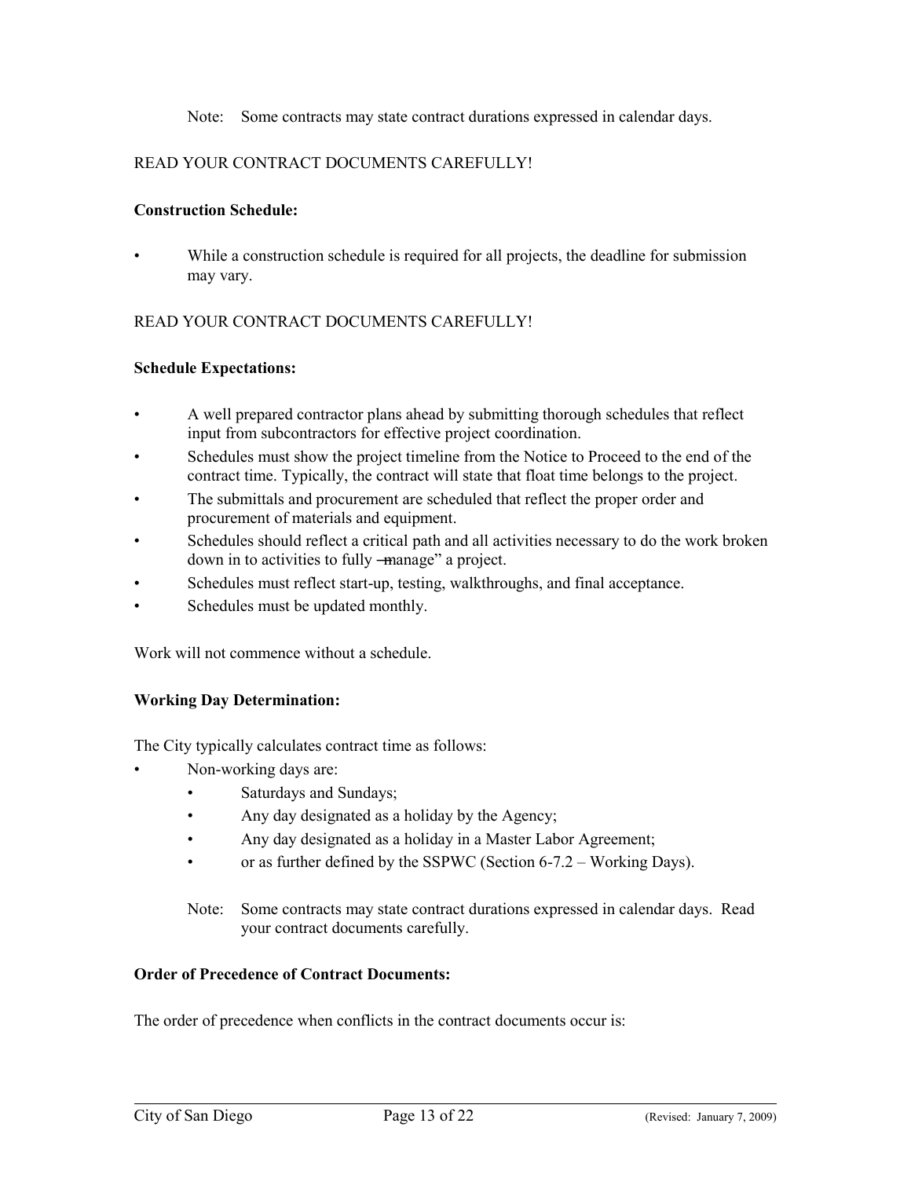Note: Some contracts may state contract durations expressed in calendar days.

READ YOUR CONTRACT DOCUMENTS CAREFULLY!

**Construction Schedule:**

- While a construction schedule is required for all projects, the deadline for submission may vary.

READ YOUR CONTRACT DOCUMENTS CAREFULLY!

**Schedule Expectations:**

- A well prepared contractor plans ahead by submitting thorough schedules that reflect input from subcontractors for effective project coordination.
- Schedules must show the project timeline from the Notice to Proceed to the end of the contract time. Typically, the contract will state that float time belongs to the project.
- The submittals and procurement are scheduled that reflect the proper order and procurement of materials and equipment.
- Schedules should reflect a critical path and all activities necessary to do the work broken down in to activities to fully "manage" a project.
- Schedules must reflect start-up, testing, walkthroughs, and final acceptance.
- Schedules must be updated monthly.

Work will not commence without a schedule.

**Working Day Determination:**

The City typically calculates contract time as follows:

- Non-working days are:
  - Saturdays and Sundays;
  - Any day designated as a holiday by the Agency;
  - Any day designated as a holiday in a Master Labor Agreement;
  - or as further defined by the SSPWC (Section 6-7.2 – Working Days).

  Note: Some contracts may state contract durations expressed in calendar days. Read your contract documents carefully.

**Order of Precedence of Contract Documents:**

The order of precedence when conflicts in the contract documents occur is: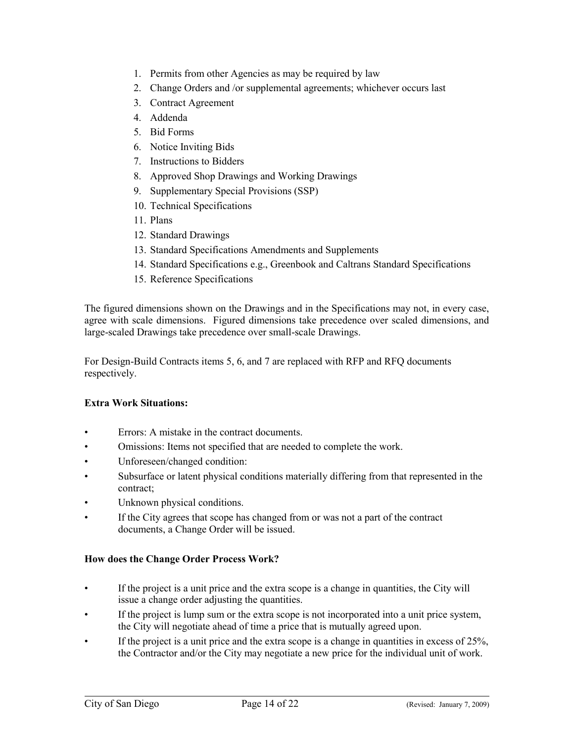1. Permits from other Agencies as may be required by law
2. Change Orders and /or supplemental agreements; whichever occurs last
3. Contract Agreement
4. Addenda
5. Bid Forms
6. Notice Inviting Bids
7. Instructions to Bidders
8. Approved Shop Drawings and Working Drawings
9. Supplementary Special Provisions (SSP)
10. Technical Specifications
11. Plans
12. Standard Drawings
13. Standard Specifications Amendments and Supplements
14. Standard Specifications e.g., Greenbook and Caltrans Standard Specifications
15. Reference Specifications

The figured dimensions shown on the Drawings and in the Specifications may not, in every case, agree with scale dimensions. Figured dimensions take precedence over scaled dimensions, and large-scaled Drawings take precedence over small-scale Drawings.

For Design-Build Contracts items 5, 6, and 7 are replaced with RFP and RFQ documents respectively.

**Extra Work Situations:**

- Errors: A mistake in the contract documents.
- Omissions: Items not specified that are needed to complete the work.
- Unforeseen/changed condition:
- Subsurface or latent physical conditions materially differing from that represented in the contract;
- Unknown physical conditions.
- If the City agrees that scope has changed from or was not a part of the contract documents, a Change Order will be issued.

**How does the Change Order Process Work?**

- If the project is a unit price and the extra scope is a change in quantities, the City will issue a change order adjusting the quantities.
- If the project is lump sum or the extra scope is not incorporated into a unit price system, the City will negotiate ahead of time a price that is mutually agreed upon.
- If the project is a unit price and the extra scope is a change in quantities in excess of 25%, the Contractor and/or the City may negotiate a new price for the individual unit of work.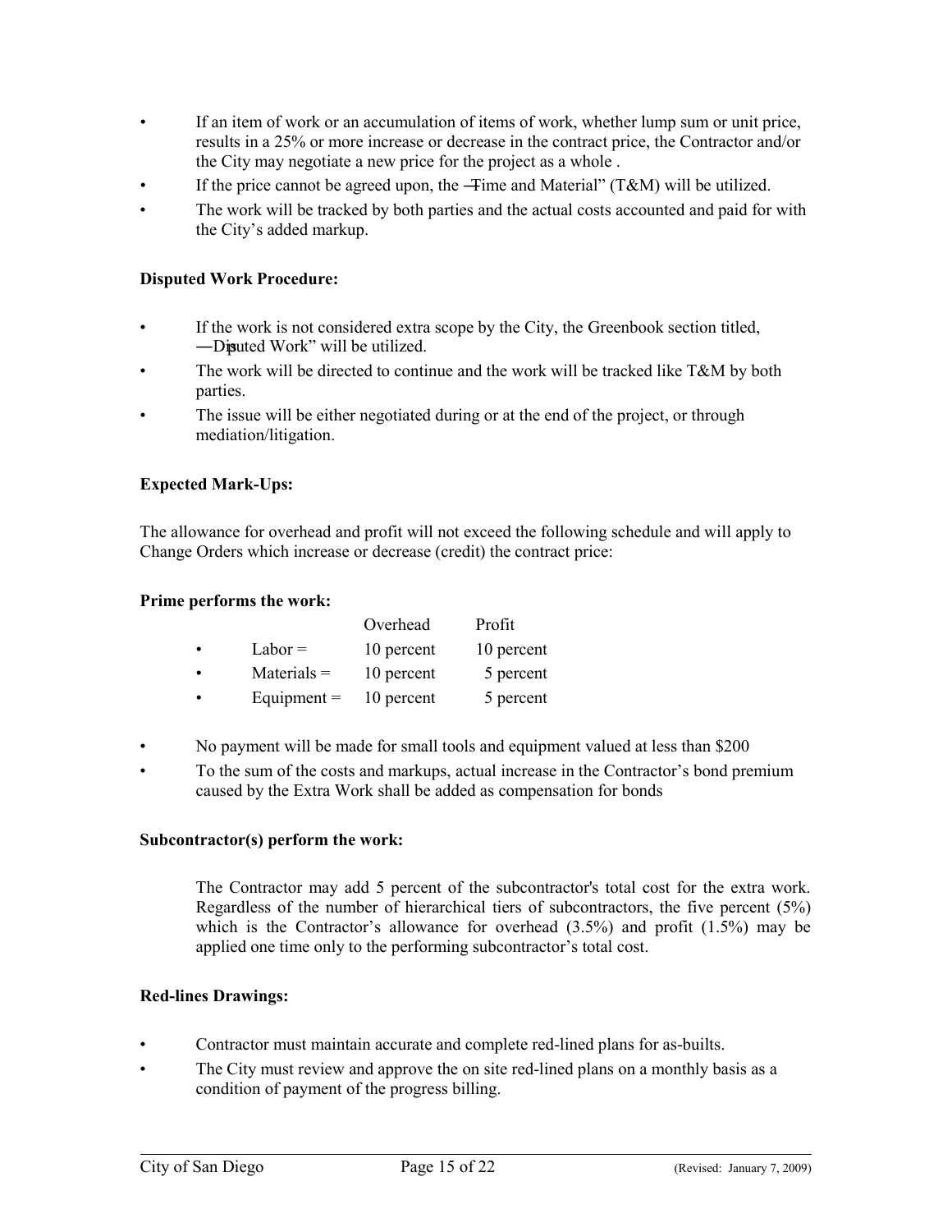- If an item of work or an accumulation of items of work, whether lump sum or unit price, results in a 25% or more increase or decrease in the contract price, the Contractor and/or the City may negotiate a new price for the project as a whole .
- If the price cannot be agreed upon, the "Time and Material" (T&M) will be utilized.
- The work will be tracked by both parties and the actual costs accounted and paid for with the City's added markup.

**Disputed Work Procedure:**

- If the work is not considered extra scope by the City, the Greenbook section titled, "Disputed Work" will be utilized.
- The work will be directed to continue and the work will be tracked like T&M by both parties.
- The issue will be either negotiated during or at the end of the project, or through mediation/litigation.

**Expected Mark-Ups:**

The allowance for overhead and profit will not exceed the following schedule and will apply to Change Orders which increase or decrease (credit) the contract price:

**Prime performs the work:**

| | Overhead | Profit |
|---|---|---|
| • Labor = | 10 percent | 10 percent |
| • Materials = | 10 percent | 5 percent |
| • Equipment = | 10 percent | 5 percent |

- No payment will be made for small tools and equipment valued at less than $200
- To the sum of the costs and markups, actual increase in the Contractor's bond premium caused by the Extra Work shall be added as compensation for bonds

**Subcontractor(s) perform the work:**

The Contractor may add 5 percent of the subcontractor's total cost for the extra work. Regardless of the number of hierarchical tiers of subcontractors, the five percent (5%) which is the Contractor's allowance for overhead (3.5%) and profit (1.5%) may be applied one time only to the performing subcontractor's total cost.

**Red-lines Drawings:**

- Contractor must maintain accurate and complete red-lined plans for as-builts.
- The City must review and approve the on site red-lined plans on a monthly basis as a condition of payment of the progress billing.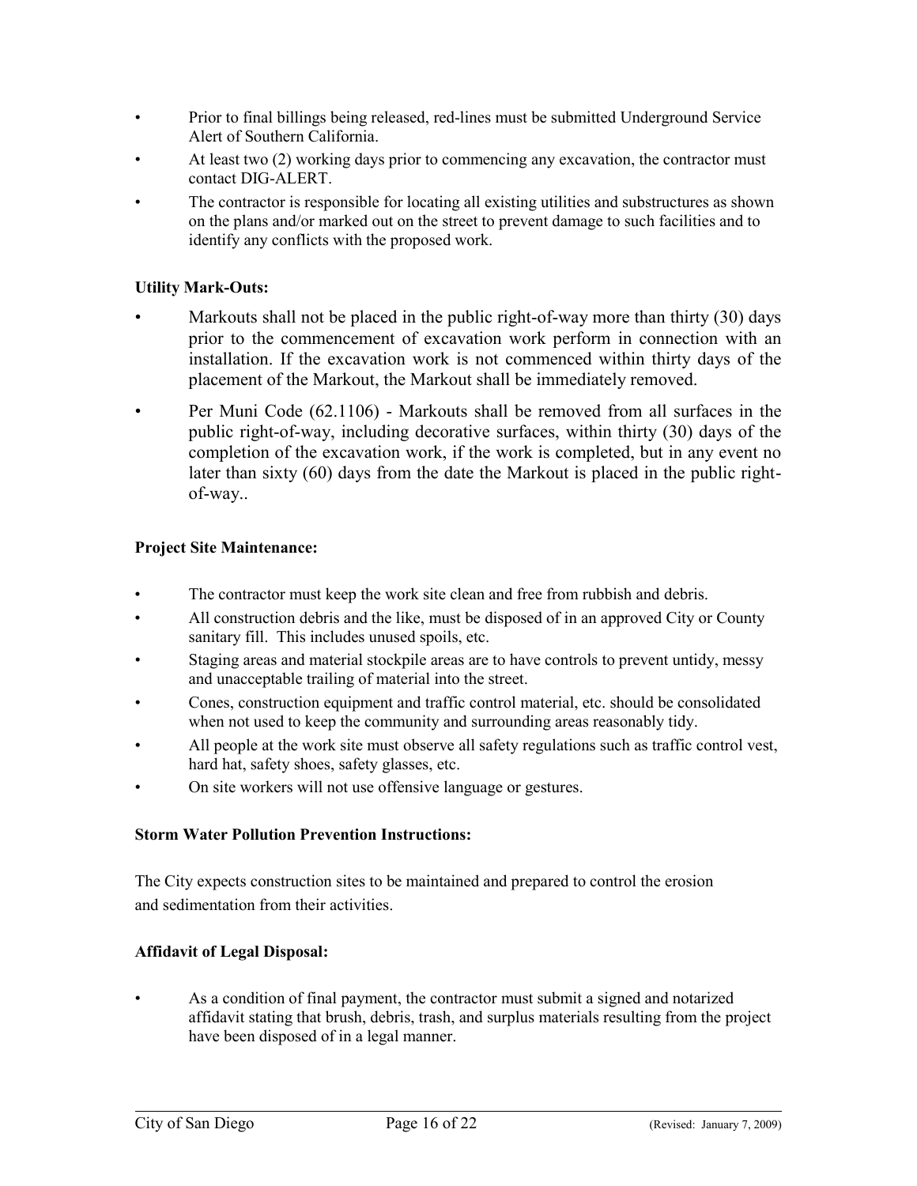- Prior to final billings being released, red-lines must be submitted Underground Service Alert of Southern California.
- At least two (2) working days prior to commencing any excavation, the contractor must contact DIG-ALERT.
- The contractor is responsible for locating all existing utilities and substructures as shown on the plans and/or marked out on the street to prevent damage to such facilities and to identify any conflicts with the proposed work.

**Utility Mark-Outs:**

- Markouts shall not be placed in the public right-of-way more than thirty (30) days prior to the commencement of excavation work perform in connection with an installation. If the excavation work is not commenced within thirty days of the placement of the Markout, the Markout shall be immediately removed.
- Per Muni Code (62.1106) - Markouts shall be removed from all surfaces in the public right-of-way, including decorative surfaces, within thirty (30) days of the completion of the excavation work, if the work is completed, but in any event no later than sixty (60) days from the date the Markout is placed in the public right-of-way..

**Project Site Maintenance:**

- The contractor must keep the work site clean and free from rubbish and debris.
- All construction debris and the like, must be disposed of in an approved City or County sanitary fill. This includes unused spoils, etc.
- Staging areas and material stockpile areas are to have controls to prevent untidy, messy and unacceptable trailing of material into the street.
- Cones, construction equipment and traffic control material, etc. should be consolidated when not used to keep the community and surrounding areas reasonably tidy.
- All people at the work site must observe all safety regulations such as traffic control vest, hard hat, safety shoes, safety glasses, etc.
- On site workers will not use offensive language or gestures.

**Storm Water Pollution Prevention Instructions:**

The City expects construction sites to be maintained and prepared to control the erosion and sedimentation from their activities.

**Affidavit of Legal Disposal:**

- As a condition of final payment, the contractor must submit a signed and notarized affidavit stating that brush, debris, trash, and surplus materials resulting from the project have been disposed of in a legal manner.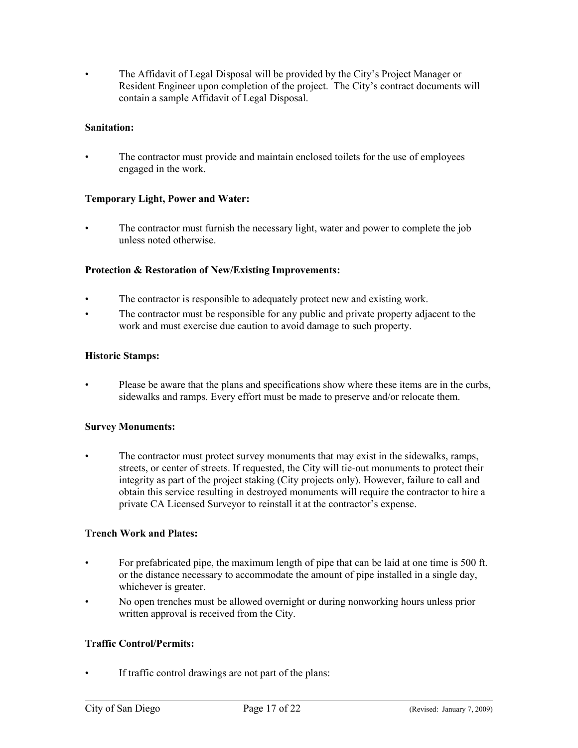- The Affidavit of Legal Disposal will be provided by the City's Project Manager or Resident Engineer upon completion of the project. The City's contract documents will contain a sample Affidavit of Legal Disposal.

**Sanitation:**

- The contractor must provide and maintain enclosed toilets for the use of employees engaged in the work.

**Temporary Light, Power and Water:**

- The contractor must furnish the necessary light, water and power to complete the job unless noted otherwise.

**Protection & Restoration of New/Existing Improvements:**

- The contractor is responsible to adequately protect new and existing work.
- The contractor must be responsible for any public and private property adjacent to the work and must exercise due caution to avoid damage to such property.

**Historic Stamps:**

- Please be aware that the plans and specifications show where these items are in the curbs, sidewalks and ramps. Every effort must be made to preserve and/or relocate them.

**Survey Monuments:**

- The contractor must protect survey monuments that may exist in the sidewalks, ramps, streets, or center of streets. If requested, the City will tie-out monuments to protect their integrity as part of the project staking (City projects only). However, failure to call and obtain this service resulting in destroyed monuments will require the contractor to hire a private CA Licensed Surveyor to reinstall it at the contractor's expense.

**Trench Work and Plates:**

- For prefabricated pipe, the maximum length of pipe that can be laid at one time is 500 ft. or the distance necessary to accommodate the amount of pipe installed in a single day, whichever is greater.
- No open trenches must be allowed overnight or during nonworking hours unless prior written approval is received from the City.

**Traffic Control/Permits:**

- If traffic control drawings are not part of the plans: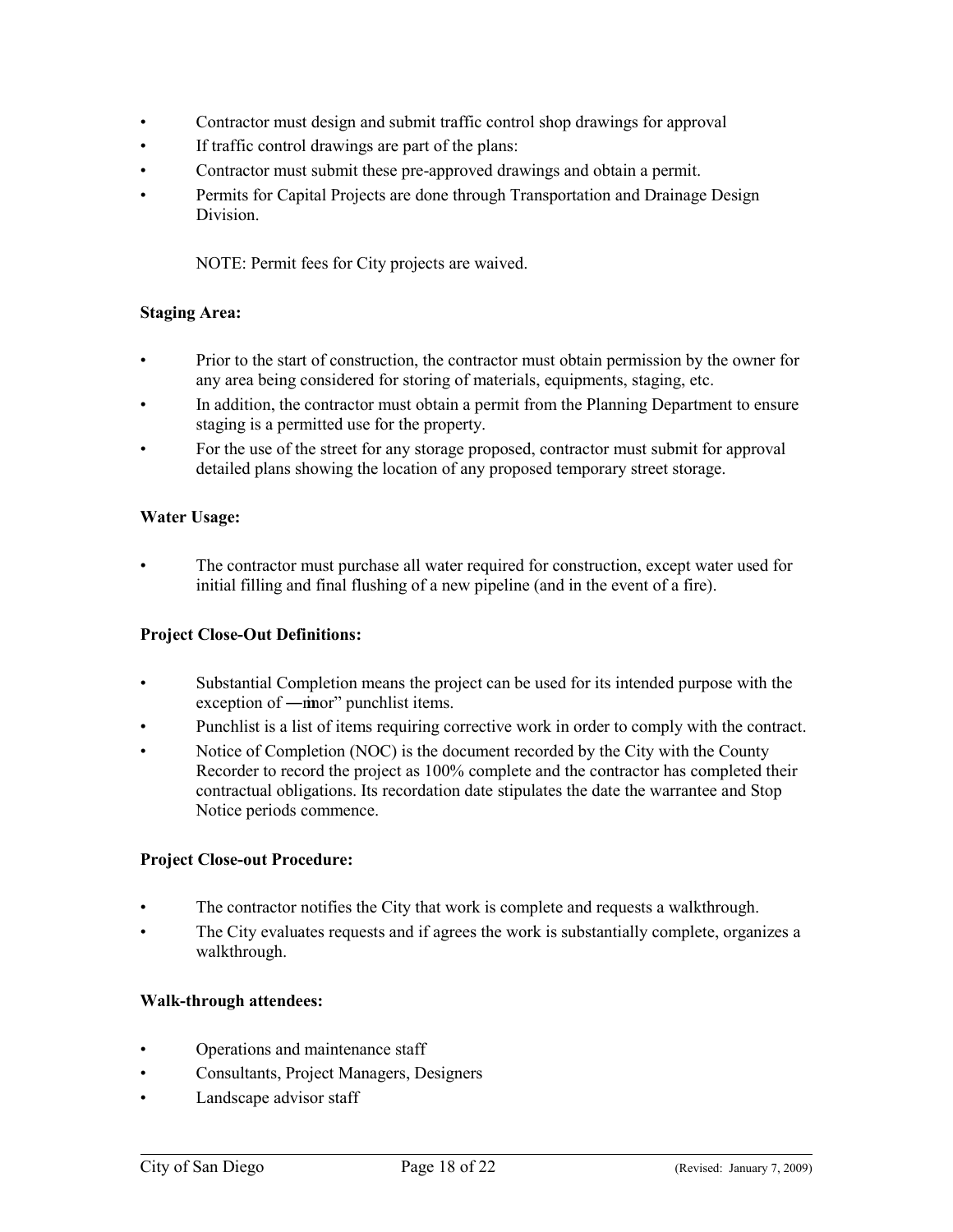- Contractor must design and submit traffic control shop drawings for approval
- If traffic control drawings are part of the plans:
- Contractor must submit these pre-approved drawings and obtain a permit.
- Permits for Capital Projects are done through Transportation and Drainage Design Division.

  NOTE: Permit fees for City projects are waived.

**Staging Area:**

- Prior to the start of construction, the contractor must obtain permission by the owner for any area being considered for storing of materials, equipments, staging, etc.
- In addition, the contractor must obtain a permit from the Planning Department to ensure staging is a permitted use for the property.
- For the use of the street for any storage proposed, contractor must submit for approval detailed plans showing the location of any proposed temporary street storage.

**Water Usage:**

- The contractor must purchase all water required for construction, except water used for initial filling and final flushing of a new pipeline (and in the event of a fire).

**Project Close-Out Definitions:**

- Substantial Completion means the project can be used for its intended purpose with the exception of ―minor" punchlist items.
- Punchlist is a list of items requiring corrective work in order to comply with the contract.
- Notice of Completion (NOC) is the document recorded by the City with the County Recorder to record the project as 100% complete and the contractor has completed their contractual obligations. Its recordation date stipulates the date the warrantee and Stop Notice periods commence.

**Project Close-out Procedure:**

- The contractor notifies the City that work is complete and requests a walkthrough.
- The City evaluates requests and if agrees the work is substantially complete, organizes a walkthrough.

**Walk-through attendees:**

- Operations and maintenance staff
- Consultants, Project Managers, Designers
- Landscape advisor staff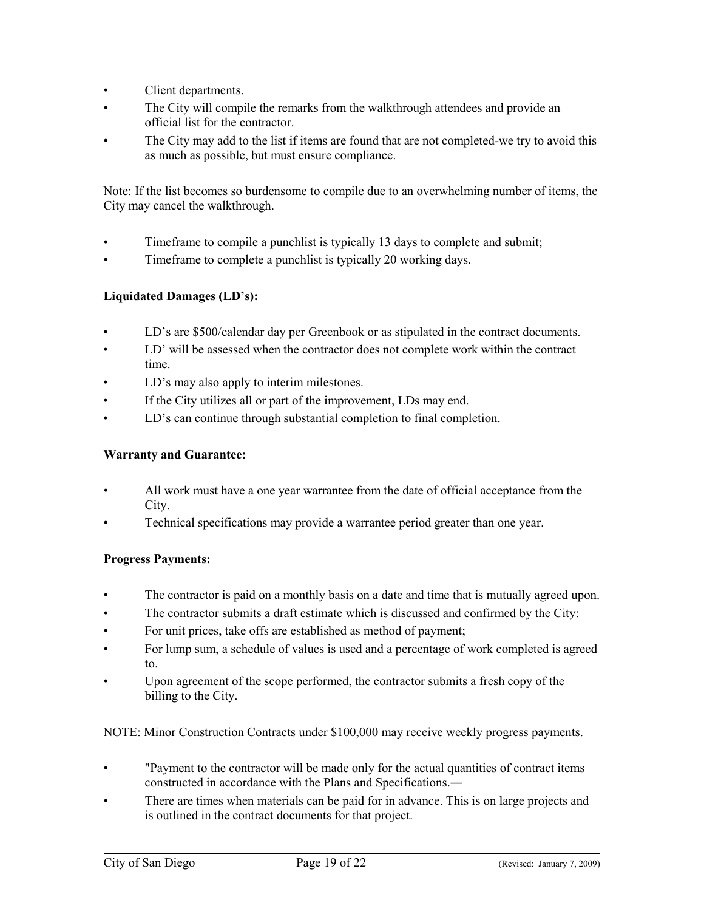- Client departments.
- The City will compile the remarks from the walkthrough attendees and provide an official list for the contractor.
- The City may add to the list if items are found that are not completed-we try to avoid this as much as possible, but must ensure compliance.

Note: If the list becomes so burdensome to compile due to an overwhelming number of items, the City may cancel the walkthrough.

- Timeframe to compile a punchlist is typically 13 days to complete and submit;
- Timeframe to complete a punchlist is typically 20 working days.

**Liquidated Damages (LD's):**

- LD's are $500/calendar day per Greenbook or as stipulated in the contract documents.
- LD' will be assessed when the contractor does not complete work within the contract time.
- LD's may also apply to interim milestones.
- If the City utilizes all or part of the improvement, LDs may end.
- LD's can continue through substantial completion to final completion.

**Warranty and Guarantee:**

- All work must have a one year warrantee from the date of official acceptance from the City.
- Technical specifications may provide a warrantee period greater than one year.

**Progress Payments:**

- The contractor is paid on a monthly basis on a date and time that is mutually agreed upon.
- The contractor submits a draft estimate which is discussed and confirmed by the City:
- For unit prices, take offs are established as method of payment;
- For lump sum, a schedule of values is used and a percentage of work completed is agreed to.
- Upon agreement of the scope performed, the contractor submits a fresh copy of the billing to the City.

NOTE: Minor Construction Contracts under $100,000 may receive weekly progress payments.

- "Payment to the contractor will be made only for the actual quantities of contract items constructed in accordance with the Plans and Specifications.―
- There are times when materials can be paid for in advance. This is on large projects and is outlined in the contract documents for that project.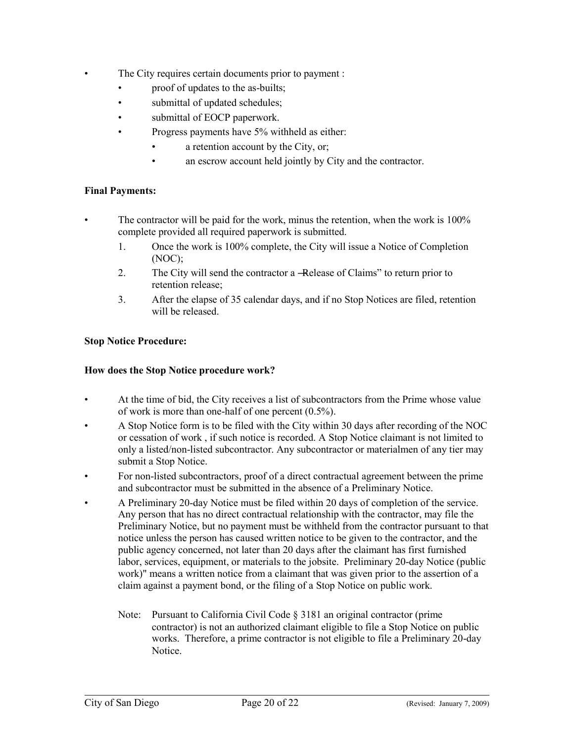- The City requires certain documents prior to payment :
  - proof of updates to the as-builts;
  - submittal of updated schedules;
  - submittal of EOCP paperwork.
  - Progress payments have 5% withheld as either:
    - a retention account by the City, or;
    - an escrow account held jointly by City and the contractor.

**Final Payments:**

- The contractor will be paid for the work, minus the retention, when the work is 100% complete provided all required paperwork is submitted.
  1. Once the work is 100% complete, the City will issue a Notice of Completion (NOC);
  2. The City will send the contractor a ―Release of Claims" to return prior to retention release;
  3. After the elapse of 35 calendar days, and if no Stop Notices are filed, retention will be released.

**Stop Notice Procedure:**

**How does the Stop Notice procedure work?**

- At the time of bid, the City receives a list of subcontractors from the Prime whose value of work is more than one-half of one percent (0.5%).
- A Stop Notice form is to be filed with the City within 30 days after recording of the NOC or cessation of work , if such notice is recorded. A Stop Notice claimant is not limited to only a listed/non-listed subcontractor. Any subcontractor or materialmen of any tier may submit a Stop Notice.
- For non-listed subcontractors, proof of a direct contractual agreement between the prime and subcontractor must be submitted in the absence of a Preliminary Notice.
- A Preliminary 20-day Notice must be filed within 20 days of completion of the service. Any person that has no direct contractual relationship with the contractor, may file the Preliminary Notice, but no payment must be withheld from the contractor pursuant to that notice unless the person has caused written notice to be given to the contractor, and the public agency concerned, not later than 20 days after the claimant has first furnished labor, services, equipment, or materials to the jobsite. Preliminary 20-day Notice (public work)" means a written notice from a claimant that was given prior to the assertion of a claim against a payment bond, or the filing of a Stop Notice on public work.

  Note: Pursuant to California Civil Code § 3181 an original contractor (prime contractor) is not an authorized claimant eligible to file a Stop Notice on public works. Therefore, a prime contractor is not eligible to file a Preliminary 20-day Notice.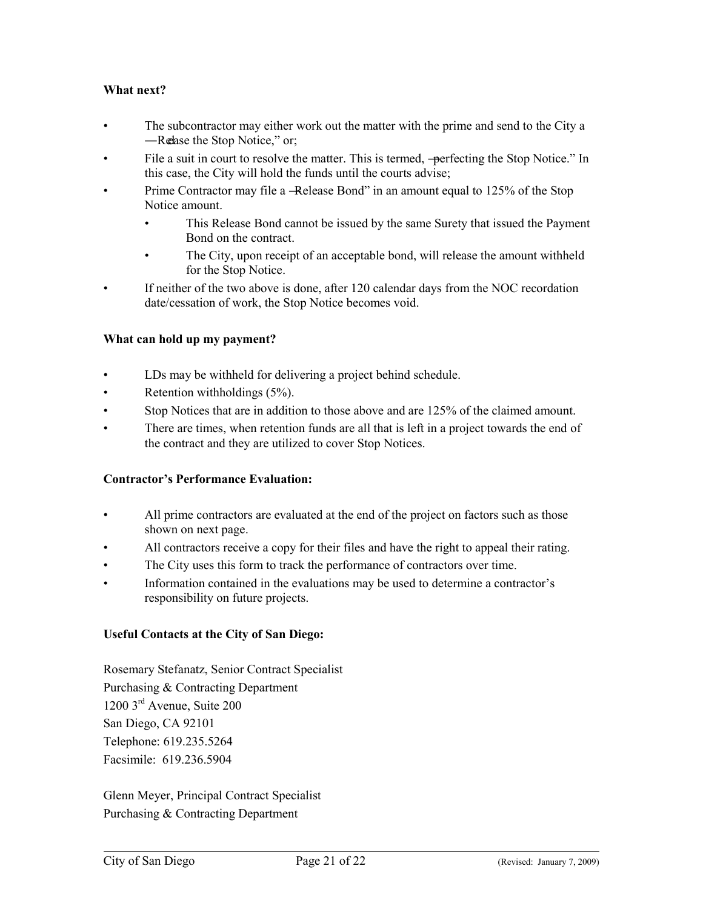**What next?**

- The subcontractor may either work out the matter with the prime and send to the City a "Release the Stop Notice," or;
- File a suit in court to resolve the matter. This is termed, "perfecting the Stop Notice." In this case, the City will hold the funds until the courts advise;
- Prime Contractor may file a "Release Bond" in an amount equal to 125% of the Stop Notice amount.
  - This Release Bond cannot be issued by the same Surety that issued the Payment Bond on the contract.
  - The City, upon receipt of an acceptable bond, will release the amount withheld for the Stop Notice.
- If neither of the two above is done, after 120 calendar days from the NOC recordation date/cessation of work, the Stop Notice becomes void.

**What can hold up my payment?**

- LDs may be withheld for delivering a project behind schedule.
- Retention withholdings (5%).
- Stop Notices that are in addition to those above and are 125% of the claimed amount.
- There are times, when retention funds are all that is left in a project towards the end of the contract and they are utilized to cover Stop Notices.

**Contractor's Performance Evaluation:**

- All prime contractors are evaluated at the end of the project on factors such as those shown on next page.
- All contractors receive a copy for their files and have the right to appeal their rating.
- The City uses this form to track the performance of contractors over time.
- Information contained in the evaluations may be used to determine a contractor's responsibility on future projects.

**Useful Contacts at the City of San Diego:**

Rosemary Stefanatz, Senior Contract Specialist
Purchasing & Contracting Department
1200 3rd Avenue, Suite 200
San Diego, CA 92101
Telephone: 619.235.5264
Facsimile: 619.236.5904

Glenn Meyer, Principal Contract Specialist
Purchasing & Contracting Department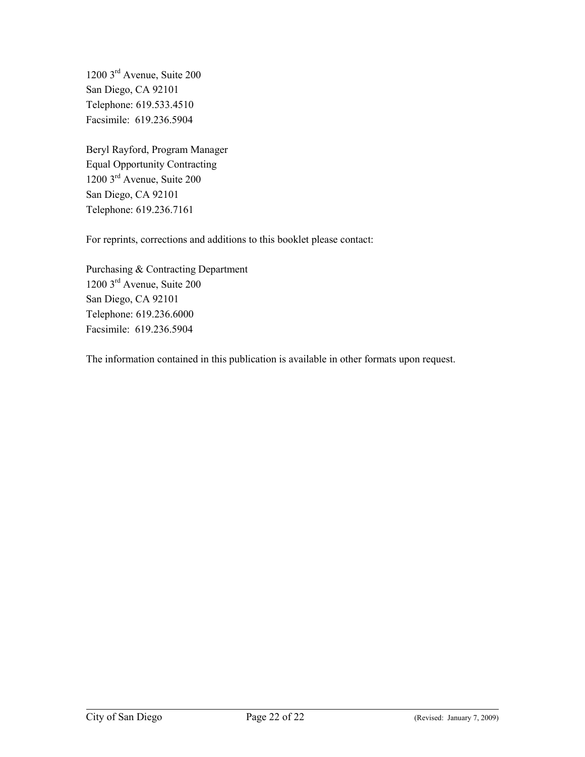1200 3rd Avenue, Suite 200
San Diego, CA 92101
Telephone: 619.533.4510
Facsimile: 619.236.5904

Beryl Rayford, Program Manager
Equal Opportunity Contracting
1200 3rd Avenue, Suite 200
San Diego, CA 92101
Telephone: 619.236.7161

For reprints, corrections and additions to this booklet please contact:

Purchasing & Contracting Department
1200 3rd Avenue, Suite 200
San Diego, CA 92101
Telephone: 619.236.6000
Facsimile: 619.236.5904

The information contained in this publication is available in other formats upon request.